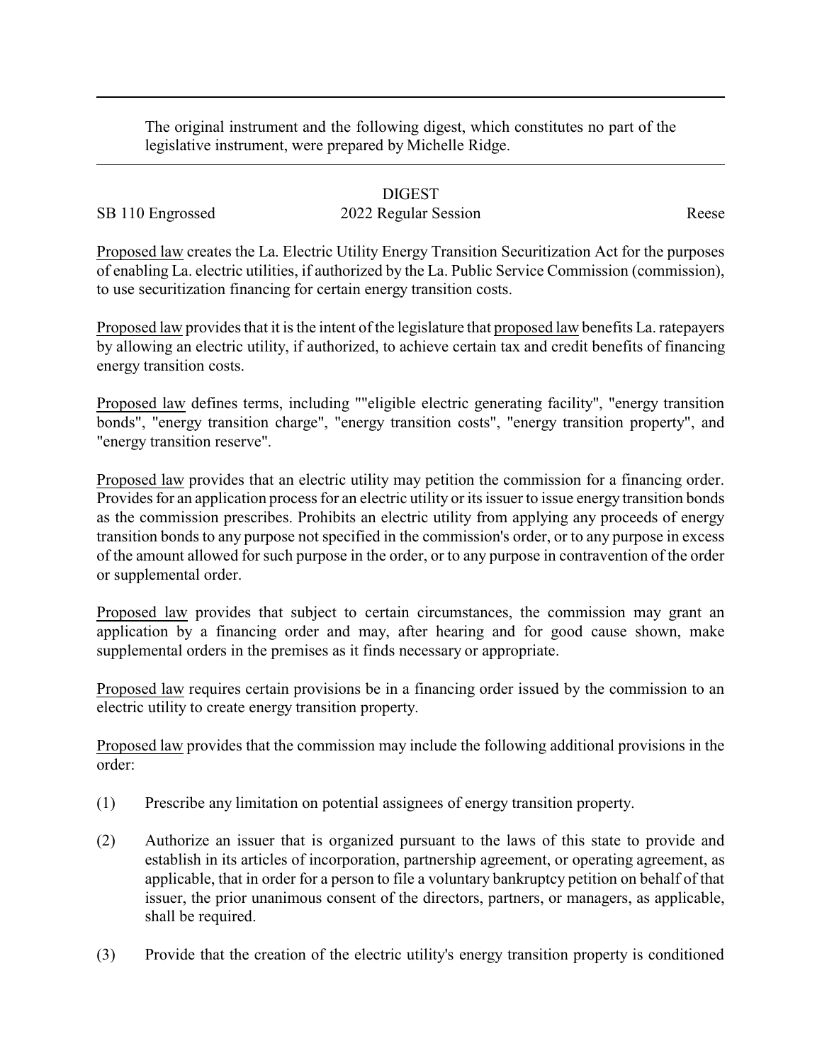The original instrument and the following digest, which constitutes no part of the legislative instrument, were prepared by Michelle Ridge.

DIGEST

SB 110 Engrossed 2022 Regular Session Reese

Proposed law creates the La. Electric Utility Energy Transition Securitization Act for the purposes of enabling La. electric utilities, if authorized by the La. Public Service Commission (commission), to use securitization financing for certain energy transition costs.

Proposed law provides that it is the intent of the legislature that proposed law benefits La. ratepayers by allowing an electric utility, if authorized, to achieve certain tax and credit benefits of financing energy transition costs.

Proposed law defines terms, including ""eligible electric generating facility", "energy transition bonds", "energy transition charge", "energy transition costs", "energy transition property", and "energy transition reserve".

Proposed law provides that an electric utility may petition the commission for a financing order. Provides for an application process for an electric utility or its issuer to issue energy transition bonds as the commission prescribes. Prohibits an electric utility from applying any proceeds of energy transition bonds to any purpose not specified in the commission's order, or to any purpose in excess of the amount allowed for such purpose in the order, or to any purpose in contravention of the order or supplemental order.

Proposed law provides that subject to certain circumstances, the commission may grant an application by a financing order and may, after hearing and for good cause shown, make supplemental orders in the premises as it finds necessary or appropriate.

Proposed law requires certain provisions be in a financing order issued by the commission to an electric utility to create energy transition property.

Proposed law provides that the commission may include the following additional provisions in the order:

(1) Prescribe any limitation on potential assignees of energy transition property.

(2) Authorize an issuer that is organized pursuant to the laws of this state to provide and establish in its articles of incorporation, partnership agreement, or operating agreement, as applicable, that in order for a person to file a voluntary bankruptcy petition on behalf of that issuer, the prior unanimous consent of the directors, partners, or managers, as applicable, shall be required.

(3) Provide that the creation of the electric utility's energy transition property is conditioned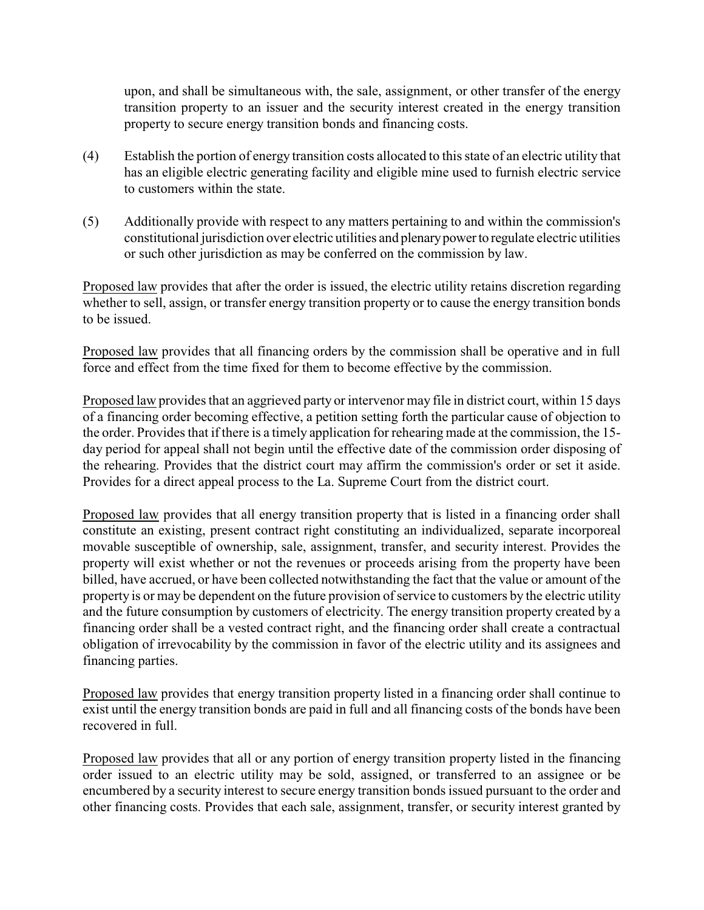upon, and shall be simultaneous with, the sale, assignment, or other transfer of the energy transition property to an issuer and the security interest created in the energy transition property to secure energy transition bonds and financing costs.

(4) Establish the portion of energy transition costs allocated to this state of an electric utility that has an eligible electric generating facility and eligible mine used to furnish electric service to customers within the state.

(5) Additionally provide with respect to any matters pertaining to and within the commission's constitutional jurisdiction over electric utilities and plenary power to regulate electric utilities or such other jurisdiction as may be conferred on the commission by law.

Proposed law provides that after the order is issued, the electric utility retains discretion regarding whether to sell, assign, or transfer energy transition property or to cause the energy transition bonds to be issued.

Proposed law provides that all financing orders by the commission shall be operative and in full force and effect from the time fixed for them to become effective by the commission.

Proposed law provides that an aggrieved party or intervenor may file in district court, within 15 days of a financing order becoming effective, a petition setting forth the particular cause of objection to the order. Provides that if there is a timely application for rehearing made at the commission, the 15-day period for appeal shall not begin until the effective date of the commission order disposing of the rehearing. Provides that the district court may affirm the commission's order or set it aside. Provides for a direct appeal process to the La. Supreme Court from the district court.

Proposed law provides that all energy transition property that is listed in a financing order shall constitute an existing, present contract right constituting an individualized, separate incorporeal movable susceptible of ownership, sale, assignment, transfer, and security interest. Provides the property will exist whether or not the revenues or proceeds arising from the property have been billed, have accrued, or have been collected notwithstanding the fact that the value or amount of the property is or may be dependent on the future provision of service to customers by the electric utility and the future consumption by customers of electricity. The energy transition property created by a financing order shall be a vested contract right, and the financing order shall create a contractual obligation of irrevocability by the commission in favor of the electric utility and its assignees and financing parties.

Proposed law provides that energy transition property listed in a financing order shall continue to exist until the energy transition bonds are paid in full and all financing costs of the bonds have been recovered in full.

Proposed law provides that all or any portion of energy transition property listed in the financing order issued to an electric utility may be sold, assigned, or transferred to an assignee or be encumbered by a security interest to secure energy transition bonds issued pursuant to the order and other financing costs. Provides that each sale, assignment, transfer, or security interest granted by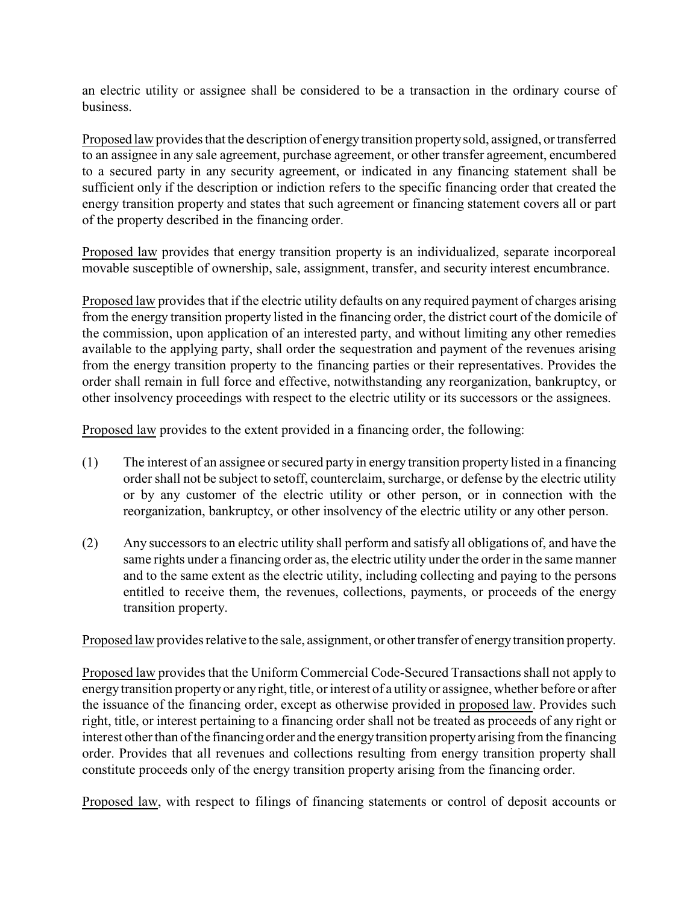an electric utility or assignee shall be considered to be a transaction in the ordinary course of business.

Proposed law provides that the description of energy transition property sold, assigned, or transferred to an assignee in any sale agreement, purchase agreement, or other transfer agreement, encumbered to a secured party in any security agreement, or indicated in any financing statement shall be sufficient only if the description or indiction refers to the specific financing order that created the energy transition property and states that such agreement or financing statement covers all or part of the property described in the financing order.

Proposed law provides that energy transition property is an individualized, separate incorporeal movable susceptible of ownership, sale, assignment, transfer, and security interest encumbrance.

Proposed law provides that if the electric utility defaults on any required payment of charges arising from the energy transition property listed in the financing order, the district court of the domicile of the commission, upon application of an interested party, and without limiting any other remedies available to the applying party, shall order the sequestration and payment of the revenues arising from the energy transition property to the financing parties or their representatives. Provides the order shall remain in full force and effective, notwithstanding any reorganization, bankruptcy, or other insolvency proceedings with respect to the electric utility or its successors or the assignees.

Proposed law provides to the extent provided in a financing order, the following:

(1) The interest of an assignee or secured party in energy transition property listed in a financing order shall not be subject to setoff, counterclaim, surcharge, or defense by the electric utility or by any customer of the electric utility or other person, or in connection with the reorganization, bankruptcy, or other insolvency of the electric utility or any other person.

(2) Any successors to an electric utility shall perform and satisfy all obligations of, and have the same rights under a financing order as, the electric utility under the order in the same manner and to the same extent as the electric utility, including collecting and paying to the persons entitled to receive them, the revenues, collections, payments, or proceeds of the energy transition property.

Proposed law provides relative to the sale, assignment, or other transfer of energy transition property.

Proposed law provides that the Uniform Commercial Code-Secured Transactions shall not apply to energy transition property or any right, title, or interest of a utility or assignee, whether before or after the issuance of the financing order, except as otherwise provided in proposed law. Provides such right, title, or interest pertaining to a financing order shall not be treated as proceeds of any right or interest other than of the financing order and the energy transition property arising from the financing order. Provides that all revenues and collections resulting from energy transition property shall constitute proceeds only of the energy transition property arising from the financing order.

Proposed law, with respect to filings of financing statements or control of deposit accounts or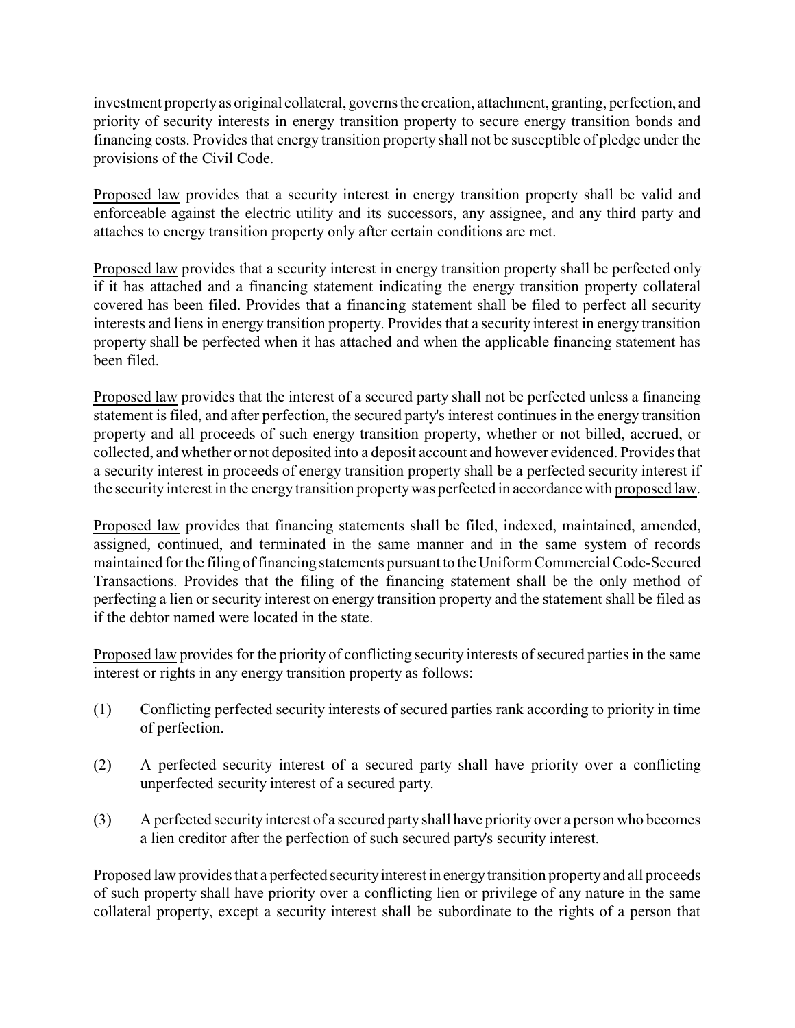investment property as original collateral, governs the creation, attachment, granting, perfection, and priority of security interests in energy transition property to secure energy transition bonds and financing costs. Provides that energy transition property shall not be susceptible of pledge under the provisions of the Civil Code.

Proposed law provides that a security interest in energy transition property shall be valid and enforceable against the electric utility and its successors, any assignee, and any third party and attaches to energy transition property only after certain conditions are met.

Proposed law provides that a security interest in energy transition property shall be perfected only if it has attached and a financing statement indicating the energy transition property collateral covered has been filed. Provides that a financing statement shall be filed to perfect all security interests and liens in energy transition property. Provides that a security interest in energy transition property shall be perfected when it has attached and when the applicable financing statement has been filed.

Proposed law provides that the interest of a secured party shall not be perfected unless a financing statement is filed, and after perfection, the secured party's interest continues in the energy transition property and all proceeds of such energy transition property, whether or not billed, accrued, or collected, and whether or not deposited into a deposit account and however evidenced. Provides that a security interest in proceeds of energy transition property shall be a perfected security interest if the security interest in the energy transition property was perfected in accordance with proposed law.

Proposed law provides that financing statements shall be filed, indexed, maintained, amended, assigned, continued, and terminated in the same manner and in the same system of records maintained for the filing of financing statements pursuant to the Uniform Commercial Code-Secured Transactions. Provides that the filing of the financing statement shall be the only method of perfecting a lien or security interest on energy transition property and the statement shall be filed as if the debtor named were located in the state.

Proposed law provides for the priority of conflicting security interests of secured parties in the same interest or rights in any energy transition property as follows:

(1) Conflicting perfected security interests of secured parties rank according to priority in time of perfection.

(2) A perfected security interest of a secured party shall have priority over a conflicting unperfected security interest of a secured party.

(3) A perfected security interest of a secured party shall have priority over a person who becomes a lien creditor after the perfection of such secured party's security interest.

Proposed law provides that a perfected security interest in energy transition property and all proceeds of such property shall have priority over a conflicting lien or privilege of any nature in the same collateral property, except a security interest shall be subordinate to the rights of a person that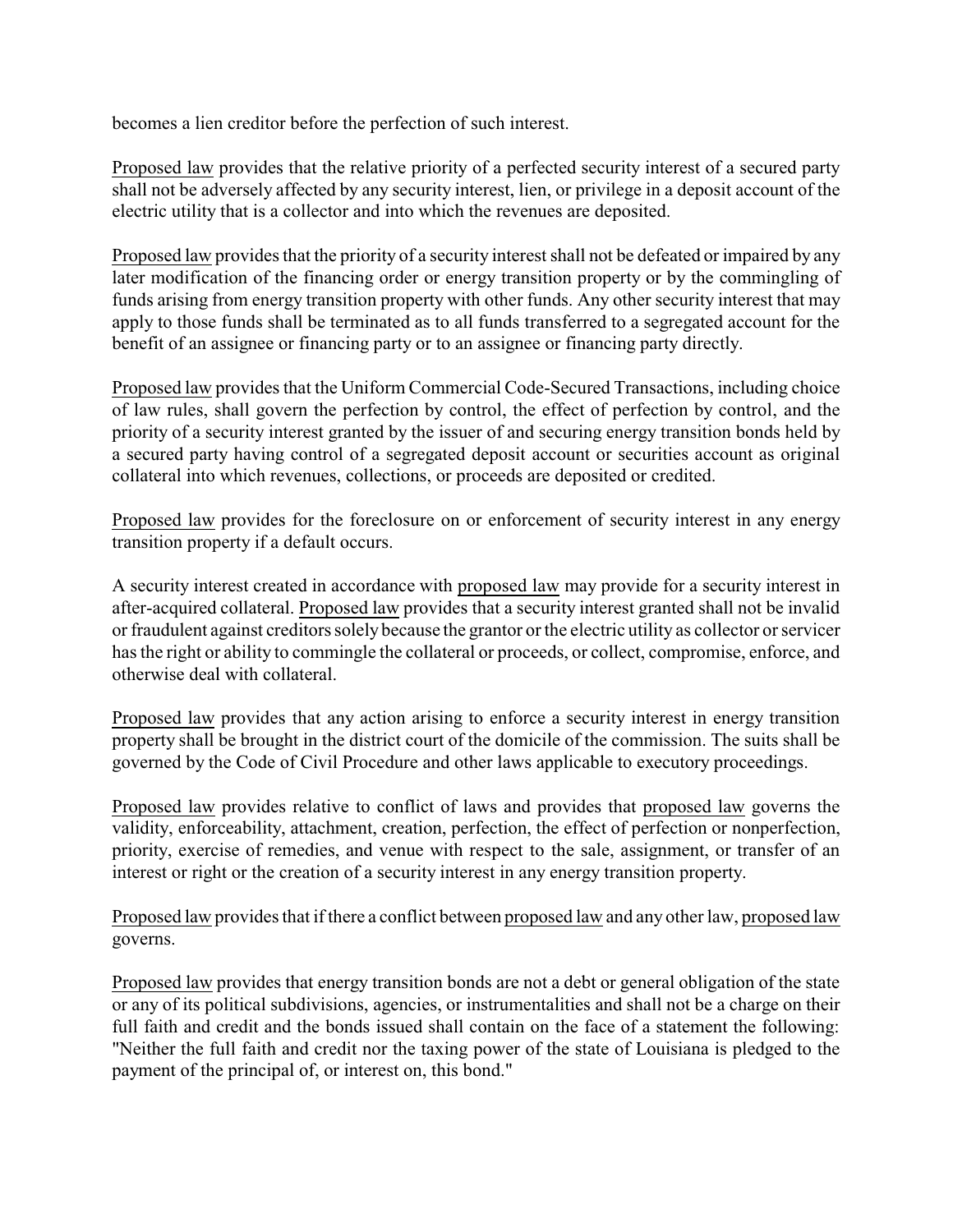becomes a lien creditor before the perfection of such interest.

Proposed law provides that the relative priority of a perfected security interest of a secured party shall not be adversely affected by any security interest, lien, or privilege in a deposit account of the electric utility that is a collector and into which the revenues are deposited.

Proposed law provides that the priority of a security interest shall not be defeated or impaired by any later modification of the financing order or energy transition property or by the commingling of funds arising from energy transition property with other funds. Any other security interest that may apply to those funds shall be terminated as to all funds transferred to a segregated account for the benefit of an assignee or financing party or to an assignee or financing party directly.

Proposed law provides that the Uniform Commercial Code-Secured Transactions, including choice of law rules, shall govern the perfection by control, the effect of perfection by control, and the priority of a security interest granted by the issuer of and securing energy transition bonds held by a secured party having control of a segregated deposit account or securities account as original collateral into which revenues, collections, or proceeds are deposited or credited.

Proposed law provides for the foreclosure on or enforcement of security interest in any energy transition property if a default occurs.

A security interest created in accordance with proposed law may provide for a security interest in after-acquired collateral. Proposed law provides that a security interest granted shall not be invalid or fraudulent against creditors solely because the grantor or the electric utility as collector or servicer has the right or ability to commingle the collateral or proceeds, or collect, compromise, enforce, and otherwise deal with collateral.

Proposed law provides that any action arising to enforce a security interest in energy transition property shall be brought in the district court of the domicile of the commission. The suits shall be governed by the Code of Civil Procedure and other laws applicable to executory proceedings.

Proposed law provides relative to conflict of laws and provides that proposed law governs the validity, enforceability, attachment, creation, perfection, the effect of perfection or nonperfection, priority, exercise of remedies, and venue with respect to the sale, assignment, or transfer of an interest or right or the creation of a security interest in any energy transition property.

Proposed law provides that if there a conflict between proposed law and any other law, proposed law governs.

Proposed law provides that energy transition bonds are not a debt or general obligation of the state or any of its political subdivisions, agencies, or instrumentalities and shall not be a charge on their full faith and credit and the bonds issued shall contain on the face of a statement the following: "Neither the full faith and credit nor the taxing power of the state of Louisiana is pledged to the payment of the principal of, or interest on, this bond."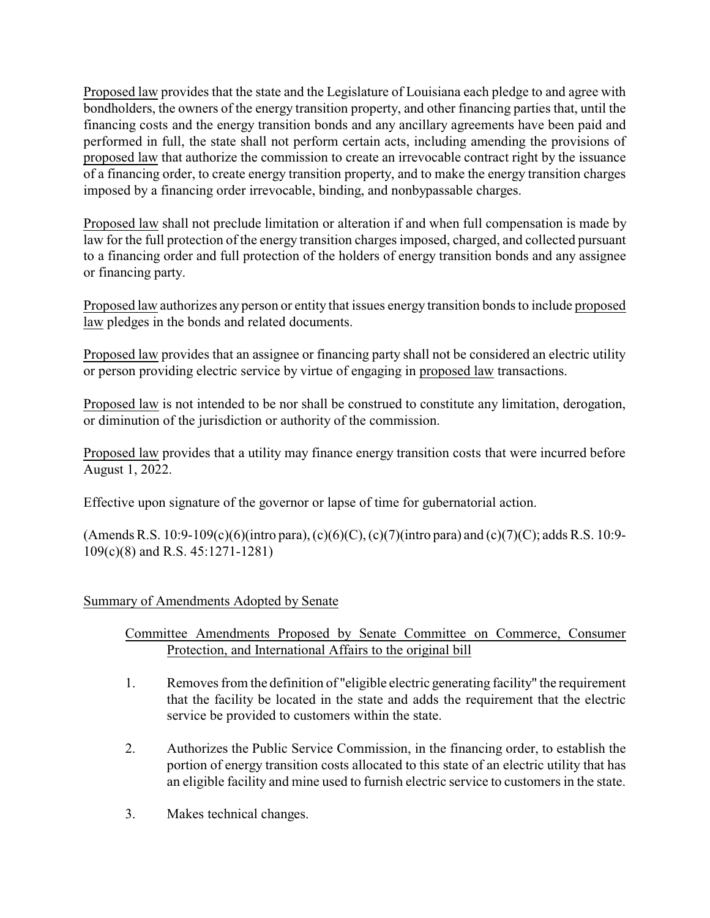Proposed law provides that the state and the Legislature of Louisiana each pledge to and agree with bondholders, the owners of the energy transition property, and other financing parties that, until the financing costs and the energy transition bonds and any ancillary agreements have been paid and performed in full, the state shall not perform certain acts, including amending the provisions of proposed law that authorize the commission to create an irrevocable contract right by the issuance of a financing order, to create energy transition property, and to make the energy transition charges imposed by a financing order irrevocable, binding, and nonbypassable charges.

Proposed law shall not preclude limitation or alteration if and when full compensation is made by law for the full protection of the energy transition charges imposed, charged, and collected pursuant to a financing order and full protection of the holders of energy transition bonds and any assignee or financing party.

Proposed law authorizes any person or entity that issues energy transition bonds to include proposed law pledges in the bonds and related documents.

Proposed law provides that an assignee or financing party shall not be considered an electric utility or person providing electric service by virtue of engaging in proposed law transactions.

Proposed law is not intended to be nor shall be construed to constitute any limitation, derogation, or diminution of the jurisdiction or authority of the commission.

Proposed law provides that a utility may finance energy transition costs that were incurred before August 1, 2022.

Effective upon signature of the governor or lapse of time for gubernatorial action.

(Amends R.S. 10:9-109(c)(6)(intro para), (c)(6)(C), (c)(7)(intro para) and (c)(7)(C); adds R.S. 10:9-109(c)(8) and R.S. 45:1271-1281)

Summary of Amendments Adopted by Senate

Committee Amendments Proposed by Senate Committee on Commerce, Consumer Protection, and International Affairs to the original bill

1. Removes from the definition of "eligible electric generating facility" the requirement that the facility be located in the state and adds the requirement that the electric service be provided to customers within the state.

2. Authorizes the Public Service Commission, in the financing order, to establish the portion of energy transition costs allocated to this state of an electric utility that has an eligible facility and mine used to furnish electric service to customers in the state.

3. Makes technical changes.